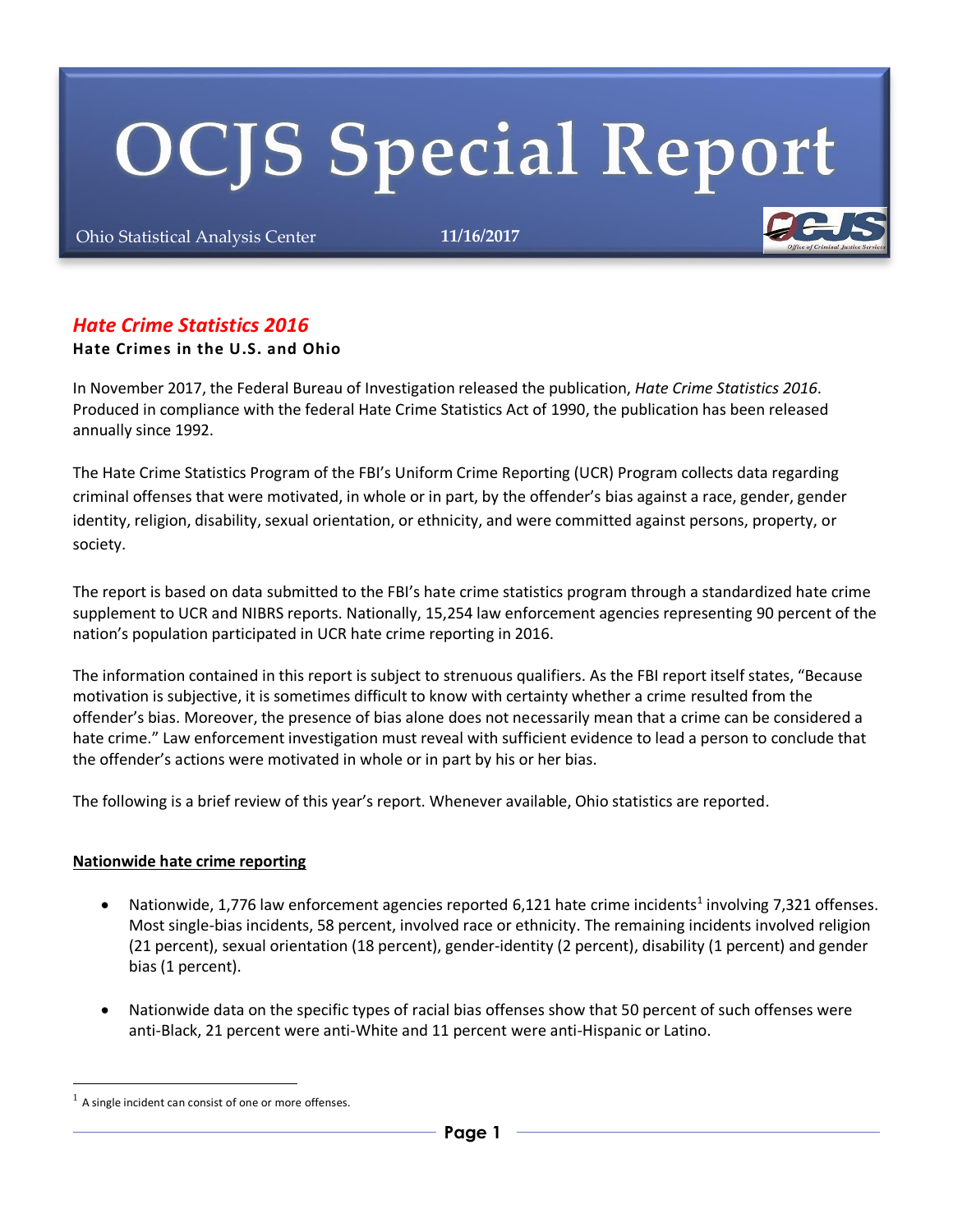# OCJS Special Report

Ohio Statistical Analysis Center **11/16/2017**

## *Hate Crime Statistics 2016*

**Hate Crimes in the U.S. and Ohio**

In November 2017, the Federal Bureau of Investigation released the publication, *Hate Crime Statistics 2016*. Produced in compliance with the federal Hate Crime Statistics Act of 1990, the publication has been released annually since 1992.

The Hate Crime Statistics Program of the FBI's Uniform Crime Reporting (UCR) Program collects data regarding criminal offenses that were motivated, in whole or in part, by the offender's bias against a race, gender, gender identity, religion, disability, sexual orientation, or ethnicity, and were committed against persons, property, or society.

The report is based on data submitted to the FBI's hate crime statistics program through a standardized hate crime supplement to UCR and NIBRS reports. Nationally, 15,254 law enforcement agencies representing 90 percent of the nation's population participated in UCR hate crime reporting in 2016.

The information contained in this report is subject to strenuous qualifiers. As the FBI report itself states, "Because motivation is subjective, it is sometimes difficult to know with certainty whether a crime resulted from the offender's bias. Moreover, the presence of bias alone does not necessarily mean that a crime can be considered a hate crime." Law enforcement investigation must reveal with sufficient evidence to lead a person to conclude that the offender's actions were motivated in whole or in part by his or her bias.

The following is a brief review of this year's report. Whenever available, Ohio statistics are reported.

**<u>Nationwide hate crime reporting</u>**

- Nationwide, 1,776 law enforcement agencies reported 6,121 hate crime incidents[1] involving 7,321 offenses. Most single-bias incidents, 58 percent, involved race or ethnicity. The remaining incidents involved religion (21 percent), sexual orientation (18 percent), gender-identity (2 percent), disability (1 percent) and gender bias (1 percent).

- Nationwide data on the specific types of racial bias offenses show that 50 percent of such offenses were anti-Black, 21 percent were anti-White and 11 percent were anti-Hispanic or Latino.

[1] A single incident can consist of one or more offenses.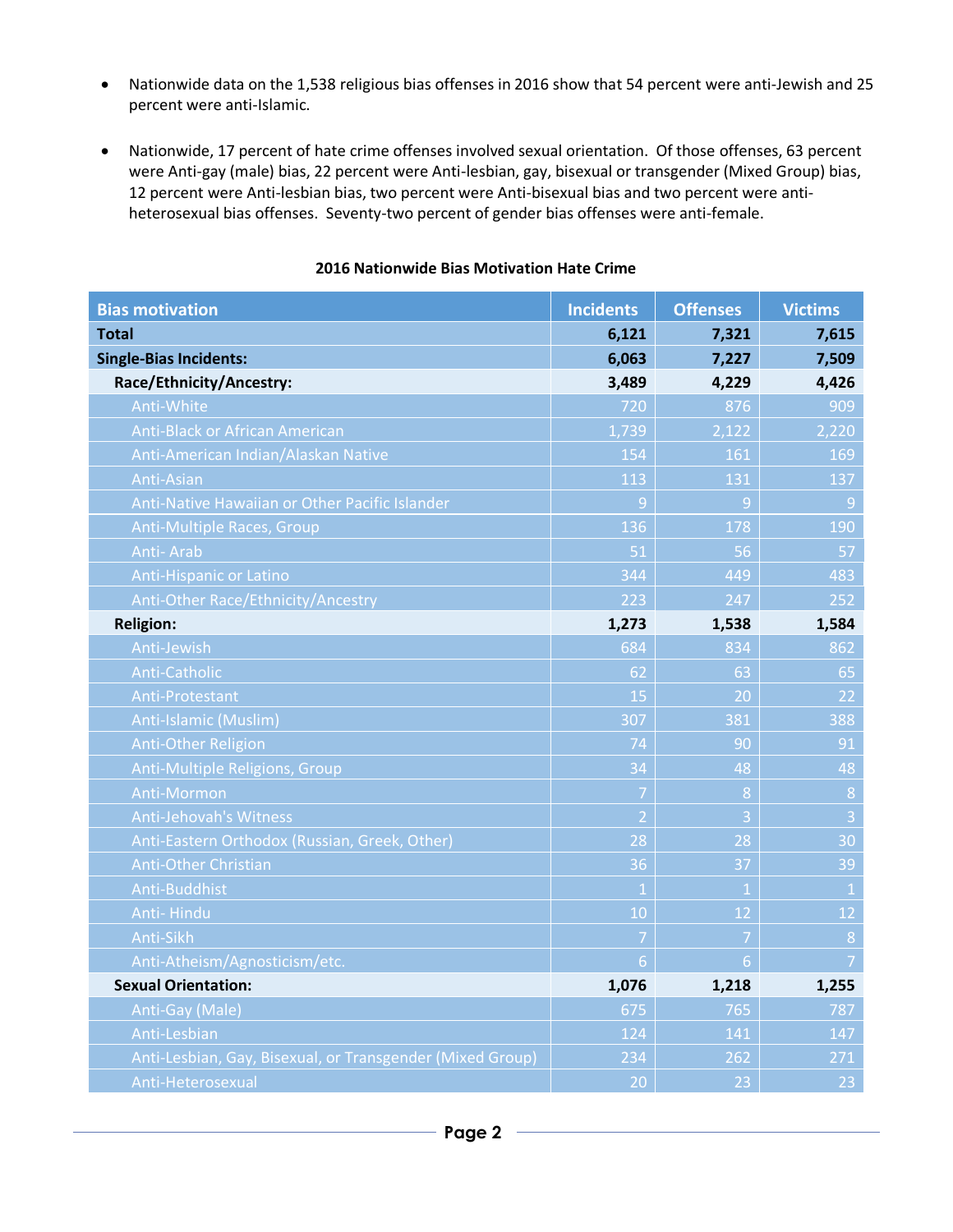- Nationwide data on the 1,538 religious bias offenses in 2016 show that 54 percent were anti-Jewish and 25 percent were anti-Islamic.

- Nationwide, 17 percent of hate crime offenses involved sexual orientation. Of those offenses, 63 percent were Anti-gay (male) bias, 22 percent were Anti-lesbian, gay, bisexual or transgender (Mixed Group) bias, 12 percent were Anti-lesbian bias, two percent were Anti-bisexual bias and two percent were anti-heterosexual bias offenses. Seventy-two percent of gender bias offenses were anti-female.

**2016 Nationwide Bias Motivation Hate Crime**

| Bias motivation | Incidents | Offenses | Victims |
|---|---|---|---|
| **Total** | **6,121** | **7,321** | **7,615** |
| **Single-Bias Incidents:** | **6,063** | **7,227** | **7,509** |
| **Race/Ethnicity/Ancestry:** | **3,489** | **4,229** | **4,426** |
| Anti-White | 720 | 876 | 909 |
| Anti-Black or African American | 1,739 | 2,122 | 2,220 |
| Anti-American Indian/Alaskan Native | 154 | 161 | 169 |
| Anti-Asian | 113 | 131 | 137 |
| Anti-Native Hawaiian or Other Pacific Islander | 9 | 9 | 9 |
| Anti-Multiple Races, Group | 136 | 178 | 190 |
| Anti- Arab | 51 | 56 | 57 |
| Anti-Hispanic or Latino | 344 | 449 | 483 |
| Anti-Other Race/Ethnicity/Ancestry | 223 | 247 | 252 |
| **Religion:** | **1,273** | **1,538** | **1,584** |
| Anti-Jewish | 684 | 834 | 862 |
| Anti-Catholic | 62 | 63 | 65 |
| Anti-Protestant | 15 | 20 | 22 |
| Anti-Islamic (Muslim) | 307 | 381 | 388 |
| Anti-Other Religion | 74 | 90 | 91 |
| Anti-Multiple Religions, Group | 34 | 48 | 48 |
| Anti-Mormon | 7 | 8 | 8 |
| Anti-Jehovah's Witness | 2 | 3 | 3 |
| Anti-Eastern Orthodox (Russian, Greek, Other) | 28 | 28 | 30 |
| Anti-Other Christian | 36 | 37 | 39 |
| Anti-Buddhist | 1 | 1 | 1 |
| Anti- Hindu | 10 | 12 | 12 |
| Anti-Sikh | 7 | 7 | 8 |
| Anti-Atheism/Agnosticism/etc. | 6 | 6 | 7 |
| **Sexual Orientation:** | **1,076** | **1,218** | **1,255** |
| Anti-Gay (Male) | 675 | 765 | 787 |
| Anti-Lesbian | 124 | 141 | 147 |
| Anti-Lesbian, Gay, Bisexual, or Transgender (Mixed Group) | 234 | 262 | 271 |
| Anti-Heterosexual | 20 | 23 | 23 |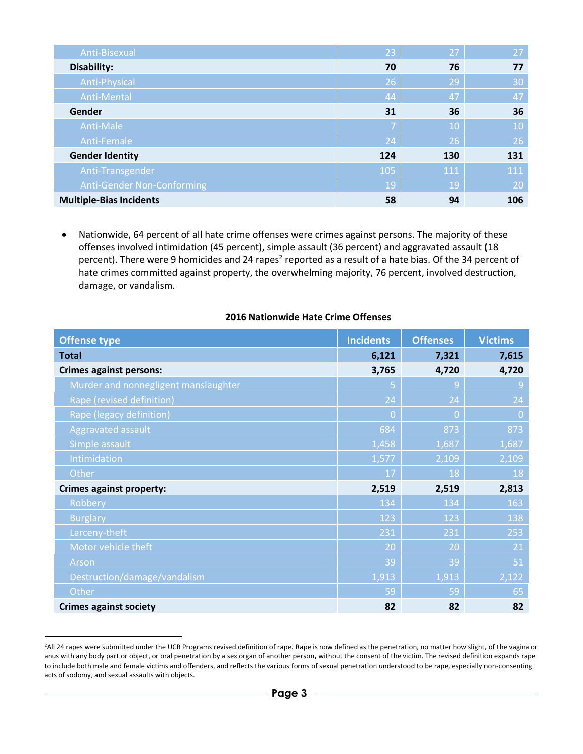| | | | |
|---|---|---|---|
| Anti-Bisexual | 23 | 27 | 27 |
| **Disability:** | **70** | **76** | **77** |
| Anti-Physical | 26 | 29 | 30 |
| Anti-Mental | 44 | 47 | 47 |
| **Gender** | **31** | **36** | **36** |
| Anti-Male | 7 | 10 | 10 |
| Anti-Female | 24 | 26 | 26 |
| **Gender Identity** | **124** | **130** | **131** |
| Anti-Transgender | 105 | 111 | 111 |
| Anti-Gender Non-Conforming | 19 | 19 | 20 |
| **Multiple-Bias Incidents** | **58** | **94** | **106** |

- Nationwide, 64 percent of all hate crime offenses were crimes against persons. The majority of these offenses involved intimidation (45 percent), simple assault (36 percent) and aggravated assault (18 percent). There were 9 homicides and 24 rapes[2] reported as a result of a hate bias. Of the 34 percent of hate crimes committed against property, the overwhelming majority, 76 percent, involved destruction, damage, or vandalism.

**2016 Nationwide Hate Crime Offenses**

| Offense type | Incidents | Offenses | Victims |
|---|---|---|---|
| **Total** | **6,121** | **7,321** | **7,615** |
| **Crimes against persons:** | **3,765** | **4,720** | **4,720** |
| Murder and nonnegligent manslaughter | 5 | 9 | 9 |
| Rape (revised definition) | 24 | 24 | 24 |
| Rape (legacy definition) | 0 | 0 | 0 |
| Aggravated assault | 684 | 873 | 873 |
| Simple assault | 1,458 | 1,687 | 1,687 |
| Intimidation | 1,577 | 2,109 | 2,109 |
| Other | 17 | 18 | 18 |
| **Crimes against property:** | **2,519** | **2,519** | **2,813** |
| Robbery | 134 | 134 | 163 |
| Burglary | 123 | 123 | 138 |
| Larceny-theft | 231 | 231 | 253 |
| Motor vehicle theft | 20 | 20 | 21 |
| Arson | 39 | 39 | 51 |
| Destruction/damage/vandalism | 1,913 | 1,913 | 2,122 |
| Other | 59 | 59 | 65 |
| **Crimes against society** | **82** | **82** | **82** |

[2]All 24 rapes were submitted under the UCR Programs revised definition of rape. Rape is now defined as the penetration, no matter how slight, of the vagina or anus with any body part or object, or oral penetration by a sex organ of another person, without the consent of the victim. The revised definition expands rape to include both male and female victims and offenders, and reflects the various forms of sexual penetration understood to be rape, especially non-consenting acts of sodomy, and sexual assaults with objects.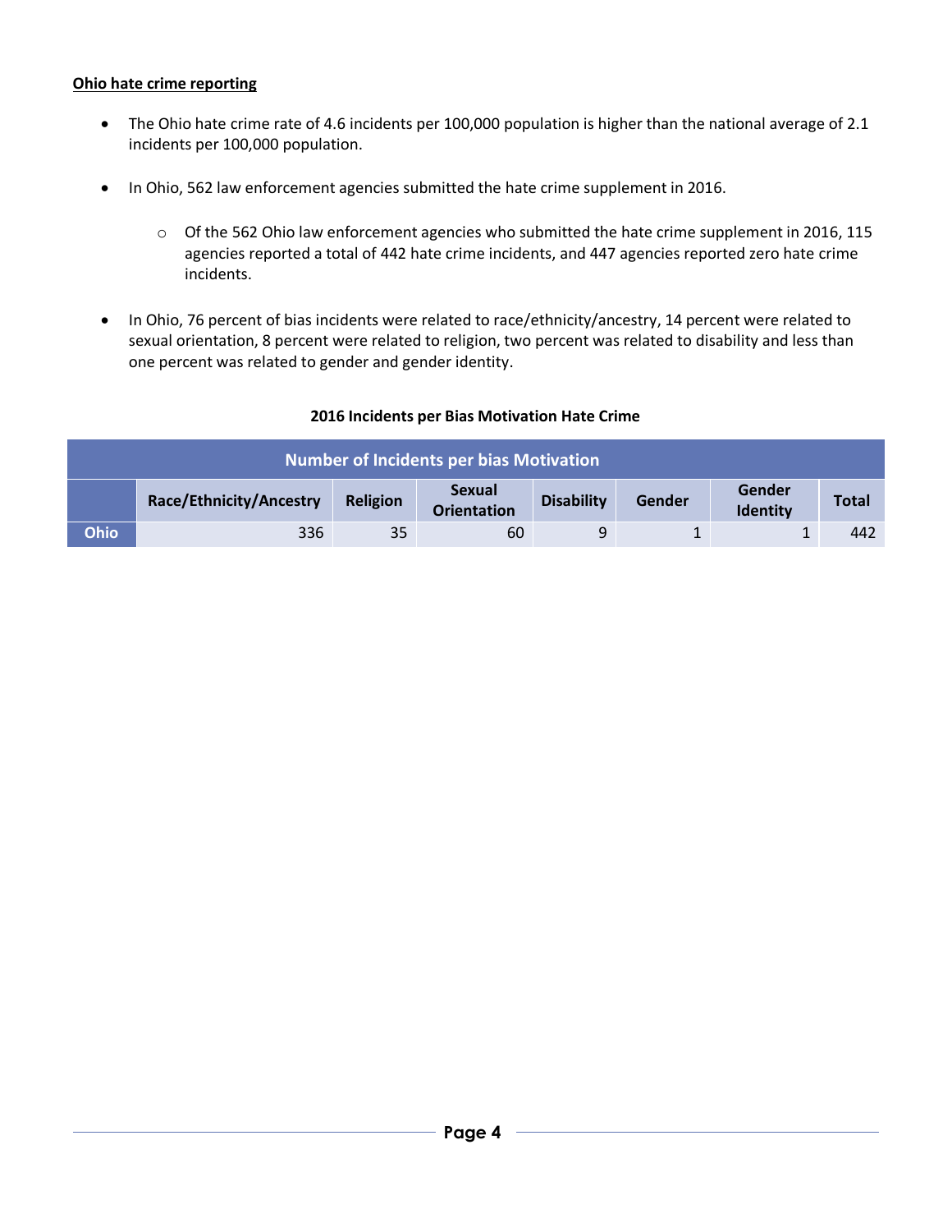**Ohio hate crime reporting**

- The Ohio hate crime rate of 4.6 incidents per 100,000 population is higher than the national average of 2.1 incidents per 100,000 population.
- In Ohio, 562 law enforcement agencies submitted the hate crime supplement in 2016.
  - Of the 562 Ohio law enforcement agencies who submitted the hate crime supplement in 2016, 115 agencies reported a total of 442 hate crime incidents, and 447 agencies reported zero hate crime incidents.
- In Ohio, 76 percent of bias incidents were related to race/ethnicity/ancestry, 14 percent were related to sexual orientation, 8 percent were related to religion, two percent was related to disability and less than one percent was related to gender and gender identity.

**2016 Incidents per Bias Motivation Hate Crime**

| Number of Incidents per bias Motivation | | | | | | | |
|---|---|---|---|---|---|---|---|
| | Race/Ethnicity/Ancestry | Religion | Sexual Orientation | Disability | Gender | Gender Identity | Total |
| Ohio | 336 | 35 | 60 | 9 | 1 | 1 | 442 |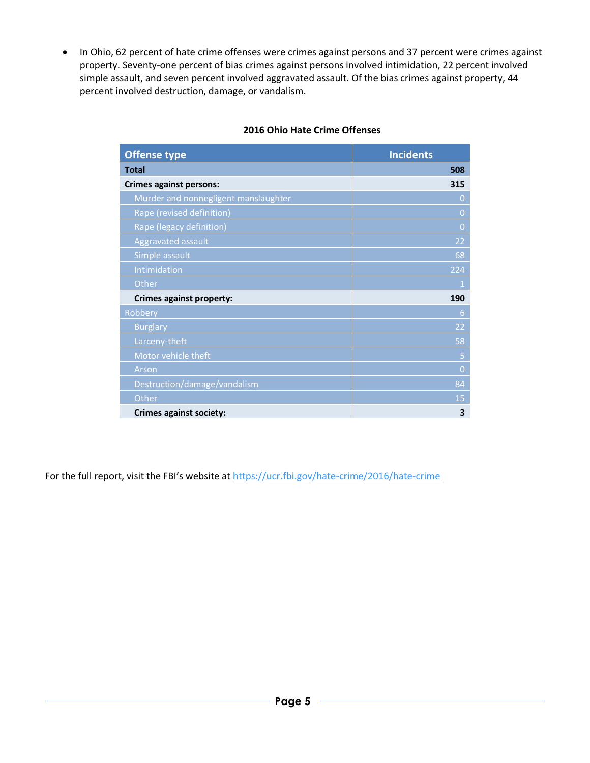- In Ohio, 62 percent of hate crime offenses were crimes against persons and 37 percent were crimes against property. Seventy-one percent of bias crimes against persons involved intimidation, 22 percent involved simple assault, and seven percent involved aggravated assault. Of the bias crimes against property, 44 percent involved destruction, damage, or vandalism.

**2016 Ohio Hate Crime Offenses**

| Offense type | Incidents |
|---|---|
| **Total** | **508** |
| **Crimes against persons:** | **315** |
| Murder and nonnegligent manslaughter | 0 |
| Rape (revised definition) | 0 |
| Rape (legacy definition) | 0 |
| Aggravated assault | 22 |
| Simple assault | 68 |
| Intimidation | 224 |
| Other | 1 |
| **Crimes against property:** | **190** |
| Robbery | 6 |
| Burglary | 22 |
| Larceny-theft | 58 |
| Motor vehicle theft | 5 |
| Arson | 0 |
| Destruction/damage/vandalism | 84 |
| Other | 15 |
| **Crimes against society:** | **3** |

For the full report, visit the FBI's website at https://ucr.fbi.gov/hate-crime/2016/hate-crime